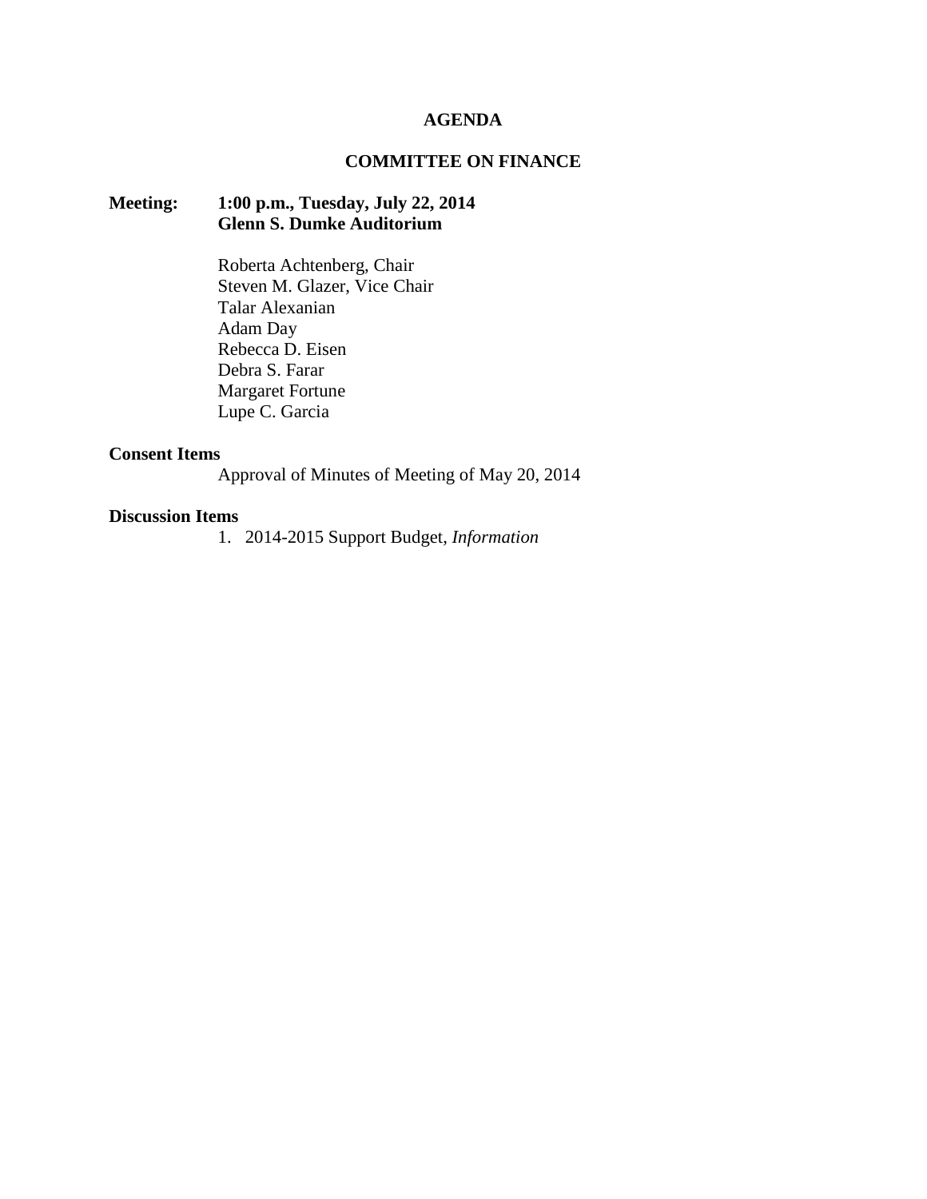# AGENDA

## COMMITTEE ON FINANCE

**Meeting:** **1:00 p.m., Tuesday, July 22, 2014**
**Glenn S. Dumke Auditorium**

Roberta Achtenberg, Chair
Steven M. Glazer, Vice Chair
Talar Alexanian
Adam Day
Rebecca D. Eisen
Debra S. Farar
Margaret Fortune
Lupe C. Garcia

**Consent Items**

Approval of Minutes of Meeting of May 20, 2014

**Discussion Items**

1. 2014-2015 Support Budget, *Information*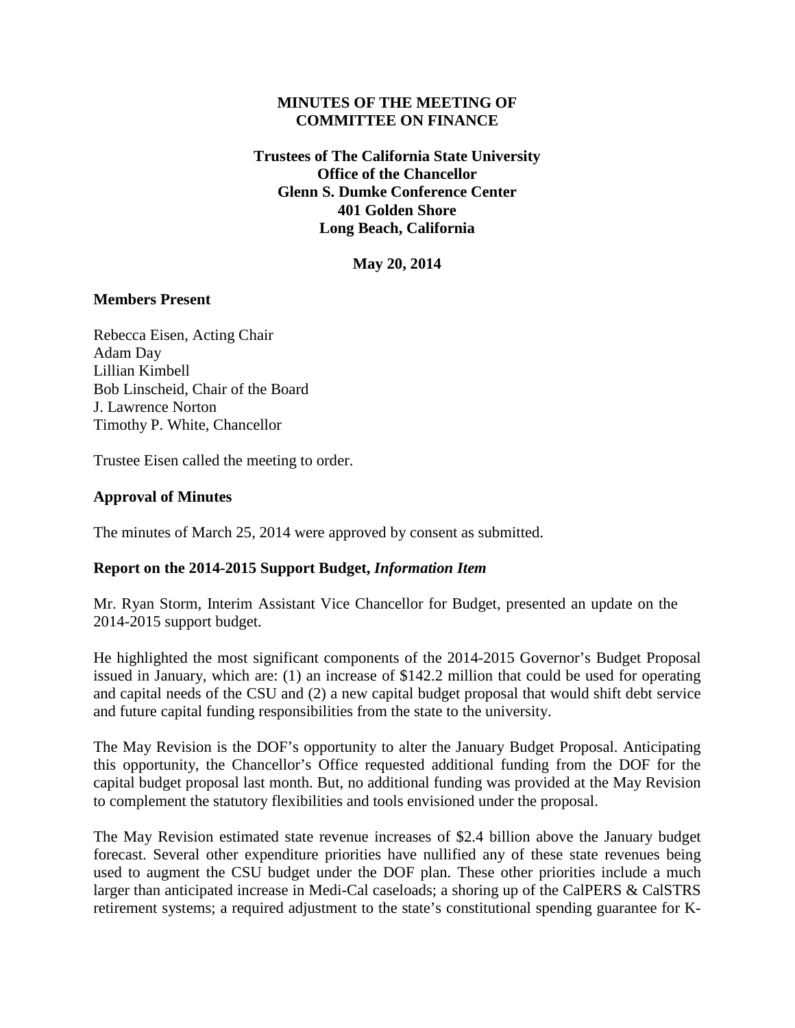**MINUTES OF THE MEETING OF COMMITTEE ON FINANCE**

**Trustees of The California State University**
**Office of the Chancellor**
**Glenn S. Dumke Conference Center**
**401 Golden Shore**
**Long Beach, California**

**May 20, 2014**

**Members Present**

Rebecca Eisen, Acting Chair
Adam Day
Lillian Kimbell
Bob Linscheid, Chair of the Board
J. Lawrence Norton
Timothy P. White, Chancellor

Trustee Eisen called the meeting to order.

**Approval of Minutes**

The minutes of March 25, 2014 were approved by consent as submitted.

**Report on the 2014-2015 Support Budget,** ***Information Item***

Mr. Ryan Storm, Interim Assistant Vice Chancellor for Budget, presented an update on the 2014-2015 support budget.

He highlighted the most significant components of the 2014-2015 Governor's Budget Proposal issued in January, which are: (1) an increase of $142.2 million that could be used for operating and capital needs of the CSU and (2) a new capital budget proposal that would shift debt service and future capital funding responsibilities from the state to the university.

The May Revision is the DOF's opportunity to alter the January Budget Proposal. Anticipating this opportunity, the Chancellor's Office requested additional funding from the DOF for the capital budget proposal last month. But, no additional funding was provided at the May Revision to complement the statutory flexibilities and tools envisioned under the proposal.

The May Revision estimated state revenue increases of $2.4 billion above the January budget forecast. Several other expenditure priorities have nullified any of these state revenues being used to augment the CSU budget under the DOF plan. These other priorities include a much larger than anticipated increase in Medi-Cal caseloads; a shoring up of the CalPERS & CalSTRS retirement systems; a required adjustment to the state's constitutional spending guarantee for K-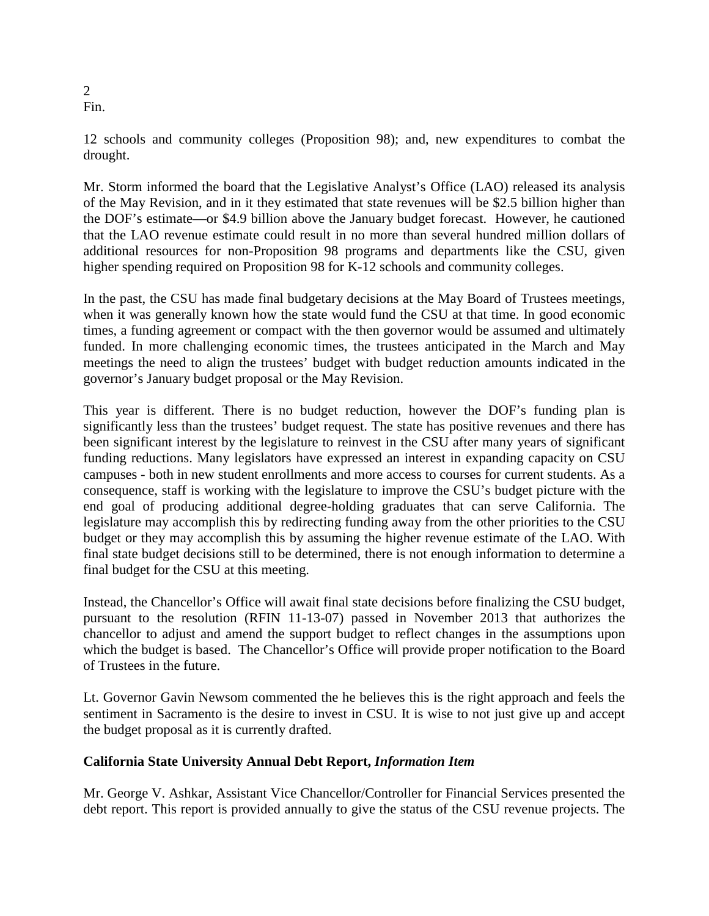12 schools and community colleges (Proposition 98); and, new expenditures to combat the drought.

Mr. Storm informed the board that the Legislative Analyst's Office (LAO) released its analysis of the May Revision, and in it they estimated that state revenues will be $2.5 billion higher than the DOF's estimate—or $4.9 billion above the January budget forecast. However, he cautioned that the LAO revenue estimate could result in no more than several hundred million dollars of additional resources for non-Proposition 98 programs and departments like the CSU, given higher spending required on Proposition 98 for K-12 schools and community colleges.

In the past, the CSU has made final budgetary decisions at the May Board of Trustees meetings, when it was generally known how the state would fund the CSU at that time. In good economic times, a funding agreement or compact with the then governor would be assumed and ultimately funded. In more challenging economic times, the trustees anticipated in the March and May meetings the need to align the trustees' budget with budget reduction amounts indicated in the governor's January budget proposal or the May Revision.

This year is different. There is no budget reduction, however the DOF's funding plan is significantly less than the trustees' budget request. The state has positive revenues and there has been significant interest by the legislature to reinvest in the CSU after many years of significant funding reductions. Many legislators have expressed an interest in expanding capacity on CSU campuses - both in new student enrollments and more access to courses for current students. As a consequence, staff is working with the legislature to improve the CSU's budget picture with the end goal of producing additional degree-holding graduates that can serve California. The legislature may accomplish this by redirecting funding away from the other priorities to the CSU budget or they may accomplish this by assuming the higher revenue estimate of the LAO. With final state budget decisions still to be determined, there is not enough information to determine a final budget for the CSU at this meeting.

Instead, the Chancellor's Office will await final state decisions before finalizing the CSU budget, pursuant to the resolution (RFIN 11-13-07) passed in November 2013 that authorizes the chancellor to adjust and amend the support budget to reflect changes in the assumptions upon which the budget is based. The Chancellor's Office will provide proper notification to the Board of Trustees in the future.

Lt. Governor Gavin Newsom commented the he believes this is the right approach and feels the sentiment in Sacramento is the desire to invest in CSU. It is wise to not just give up and accept the budget proposal as it is currently drafted.

**California State University Annual Debt Report,** ***Information Item***

Mr. George V. Ashkar, Assistant Vice Chancellor/Controller for Financial Services presented the debt report. This report is provided annually to give the status of the CSU revenue projects. The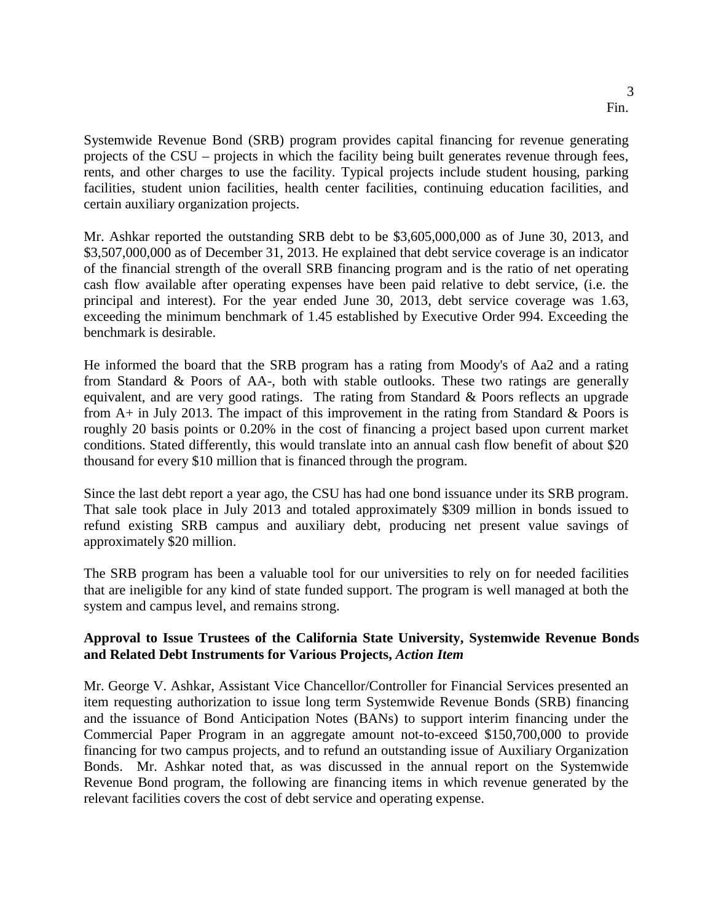Systemwide Revenue Bond (SRB) program provides capital financing for revenue generating projects of the CSU – projects in which the facility being built generates revenue through fees, rents, and other charges to use the facility. Typical projects include student housing, parking facilities, student union facilities, health center facilities, continuing education facilities, and certain auxiliary organization projects.

Mr. Ashkar reported the outstanding SRB debt to be $3,605,000,000 as of June 30, 2013, and $3,507,000,000 as of December 31, 2013. He explained that debt service coverage is an indicator of the financial strength of the overall SRB financing program and is the ratio of net operating cash flow available after operating expenses have been paid relative to debt service, (i.e. the principal and interest). For the year ended June 30, 2013, debt service coverage was 1.63, exceeding the minimum benchmark of 1.45 established by Executive Order 994. Exceeding the benchmark is desirable.

He informed the board that the SRB program has a rating from Moody's of Aa2 and a rating from Standard & Poors of AA-, both with stable outlooks. These two ratings are generally equivalent, and are very good ratings. The rating from Standard & Poors reflects an upgrade from A+ in July 2013. The impact of this improvement in the rating from Standard & Poors is roughly 20 basis points or 0.20% in the cost of financing a project based upon current market conditions. Stated differently, this would translate into an annual cash flow benefit of about $20 thousand for every $10 million that is financed through the program.

Since the last debt report a year ago, the CSU has had one bond issuance under its SRB program. That sale took place in July 2013 and totaled approximately $309 million in bonds issued to refund existing SRB campus and auxiliary debt, producing net present value savings of approximately $20 million.

The SRB program has been a valuable tool for our universities to rely on for needed facilities that are ineligible for any kind of state funded support. The program is well managed at both the system and campus level, and remains strong.

**Approval to Issue Trustees of the California State University, Systemwide Revenue Bonds and Related Debt Instruments for Various Projects, *Action Item***

Mr. George V. Ashkar, Assistant Vice Chancellor/Controller for Financial Services presented an item requesting authorization to issue long term Systemwide Revenue Bonds (SRB) financing and the issuance of Bond Anticipation Notes (BANs) to support interim financing under the Commercial Paper Program in an aggregate amount not-to-exceed $150,700,000 to provide financing for two campus projects, and to refund an outstanding issue of Auxiliary Organization Bonds. Mr. Ashkar noted that, as was discussed in the annual report on the Systemwide Revenue Bond program, the following are financing items in which revenue generated by the relevant facilities covers the cost of debt service and operating expense.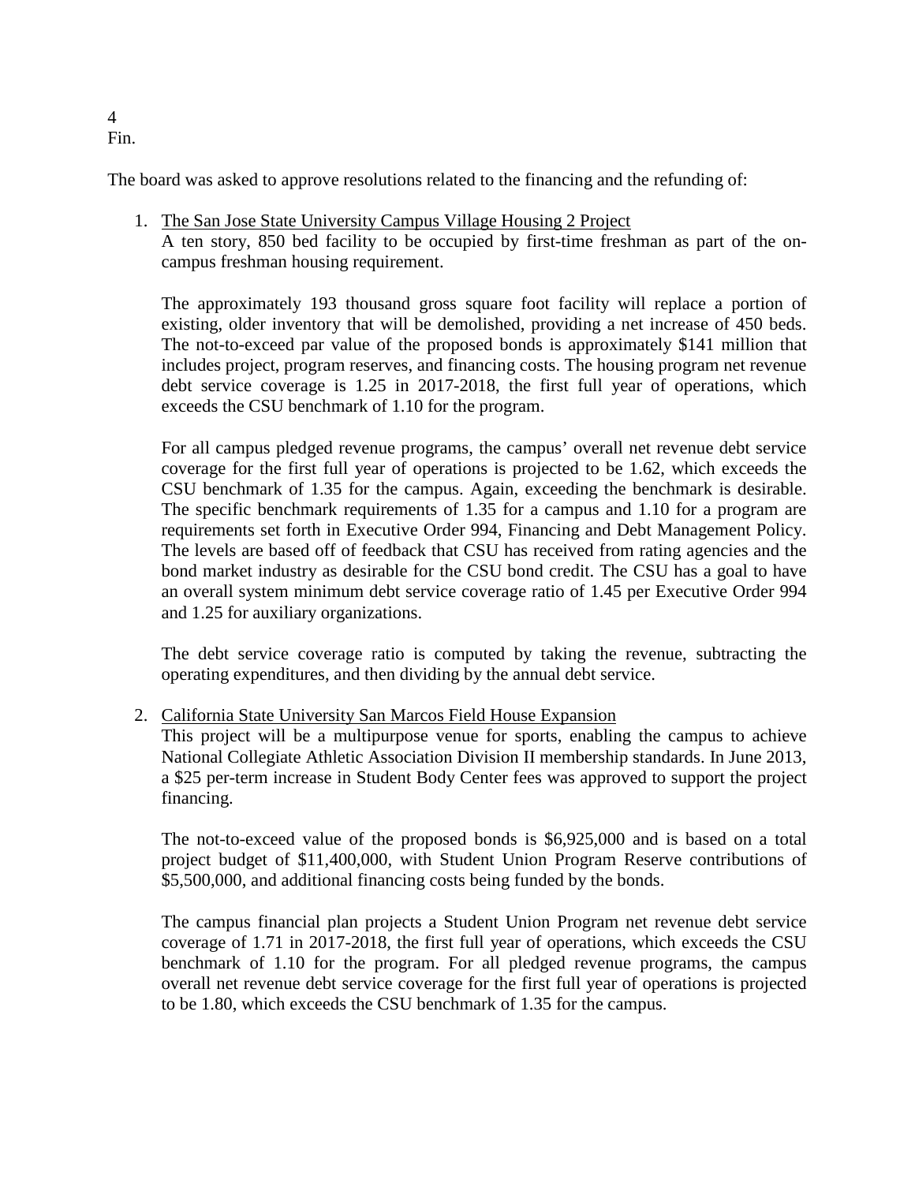The board was asked to approve resolutions related to the financing and the refunding of:

1. The San Jose State University Campus Village Housing 2 Project

   A ten story, 850 bed facility to be occupied by first-time freshman as part of the on-campus freshman housing requirement.

   The approximately 193 thousand gross square foot facility will replace a portion of existing, older inventory that will be demolished, providing a net increase of 450 beds. The not-to-exceed par value of the proposed bonds is approximately $141 million that includes project, program reserves, and financing costs. The housing program net revenue debt service coverage is 1.25 in 2017-2018, the first full year of operations, which exceeds the CSU benchmark of 1.10 for the program.

   For all campus pledged revenue programs, the campus' overall net revenue debt service coverage for the first full year of operations is projected to be 1.62, which exceeds the CSU benchmark of 1.35 for the campus. Again, exceeding the benchmark is desirable. The specific benchmark requirements of 1.35 for a campus and 1.10 for a program are requirements set forth in Executive Order 994, Financing and Debt Management Policy. The levels are based off of feedback that CSU has received from rating agencies and the bond market industry as desirable for the CSU bond credit. The CSU has a goal to have an overall system minimum debt service coverage ratio of 1.45 per Executive Order 994 and 1.25 for auxiliary organizations.

   The debt service coverage ratio is computed by taking the revenue, subtracting the operating expenditures, and then dividing by the annual debt service.

2. California State University San Marcos Field House Expansion

   This project will be a multipurpose venue for sports, enabling the campus to achieve National Collegiate Athletic Association Division II membership standards. In June 2013, a $25 per-term increase in Student Body Center fees was approved to support the project financing.

   The not-to-exceed value of the proposed bonds is $6,925,000 and is based on a total project budget of $11,400,000, with Student Union Program Reserve contributions of $5,500,000, and additional financing costs being funded by the bonds.

   The campus financial plan projects a Student Union Program net revenue debt service coverage of 1.71 in 2017-2018, the first full year of operations, which exceeds the CSU benchmark of 1.10 for the program. For all pledged revenue programs, the campus overall net revenue debt service coverage for the first full year of operations is projected to be 1.80, which exceeds the CSU benchmark of 1.35 for the campus.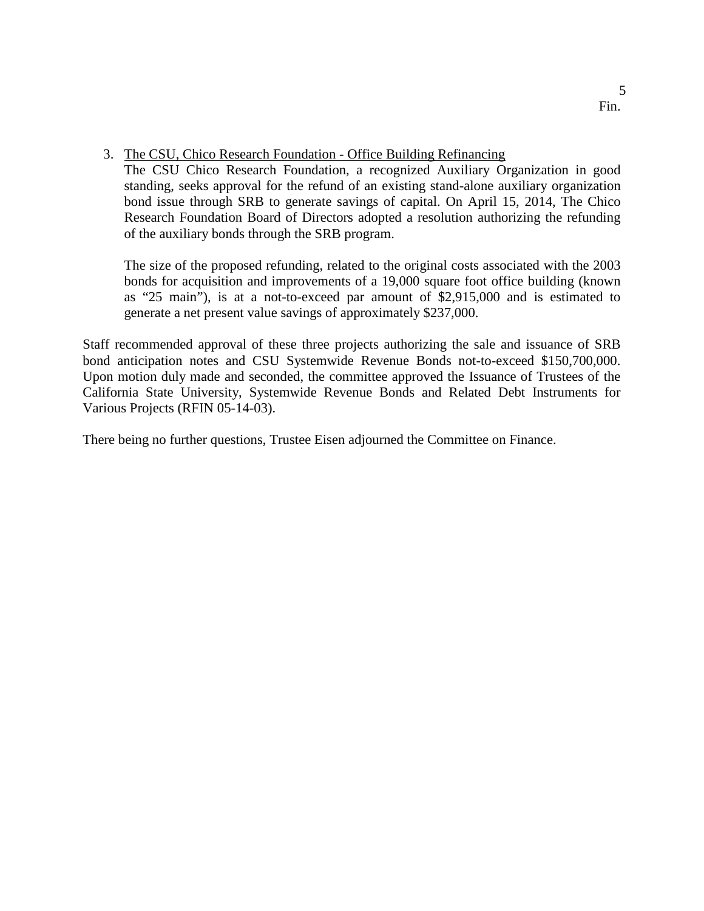3. <u>The CSU, Chico Research Foundation - Office Building Refinancing</u>
   The CSU Chico Research Foundation, a recognized Auxiliary Organization in good standing, seeks approval for the refund of an existing stand-alone auxiliary organization bond issue through SRB to generate savings of capital. On April 15, 2014, The Chico Research Foundation Board of Directors adopted a resolution authorizing the refunding of the auxiliary bonds through the SRB program.

   The size of the proposed refunding, related to the original costs associated with the 2003 bonds for acquisition and improvements of a 19,000 square foot office building (known as "25 main"), is at a not-to-exceed par amount of $2,915,000 and is estimated to generate a net present value savings of approximately $237,000.

Staff recommended approval of these three projects authorizing the sale and issuance of SRB bond anticipation notes and CSU Systemwide Revenue Bonds not-to-exceed $150,700,000. Upon motion duly made and seconded, the committee approved the Issuance of Trustees of the California State University, Systemwide Revenue Bonds and Related Debt Instruments for Various Projects (RFIN 05-14-03).

There being no further questions, Trustee Eisen adjourned the Committee on Finance.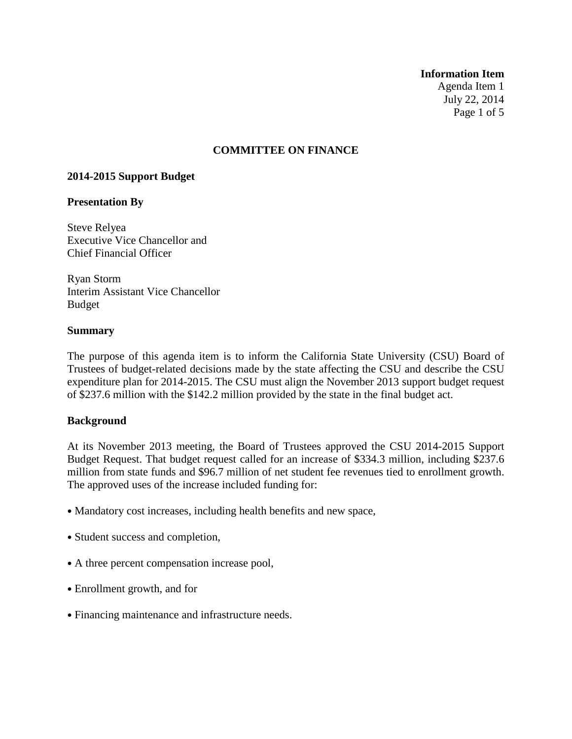**Information Item**
Agenda Item 1
July 22, 2014

## COMMITTEE ON FINANCE

### 2014-2015 Support Budget

### Presentation By

Steve Relyea
Executive Vice Chancellor and
Chief Financial Officer

Ryan Storm
Interim Assistant Vice Chancellor
Budget

### Summary

The purpose of this agenda item is to inform the California State University (CSU) Board of Trustees of budget-related decisions made by the state affecting the CSU and describe the CSU expenditure plan for 2014-2015. The CSU must align the November 2013 support budget request of $237.6 million with the $142.2 million provided by the state in the final budget act.

### Background

At its November 2013 meeting, the Board of Trustees approved the CSU 2014-2015 Support Budget Request. That budget request called for an increase of $334.3 million, including $237.6 million from state funds and $96.7 million of net student fee revenues tied to enrollment growth. The approved uses of the increase included funding for:

- Mandatory cost increases, including health benefits and new space,
- Student success and completion,
- A three percent compensation increase pool,
- Enrollment growth, and for
- Financing maintenance and infrastructure needs.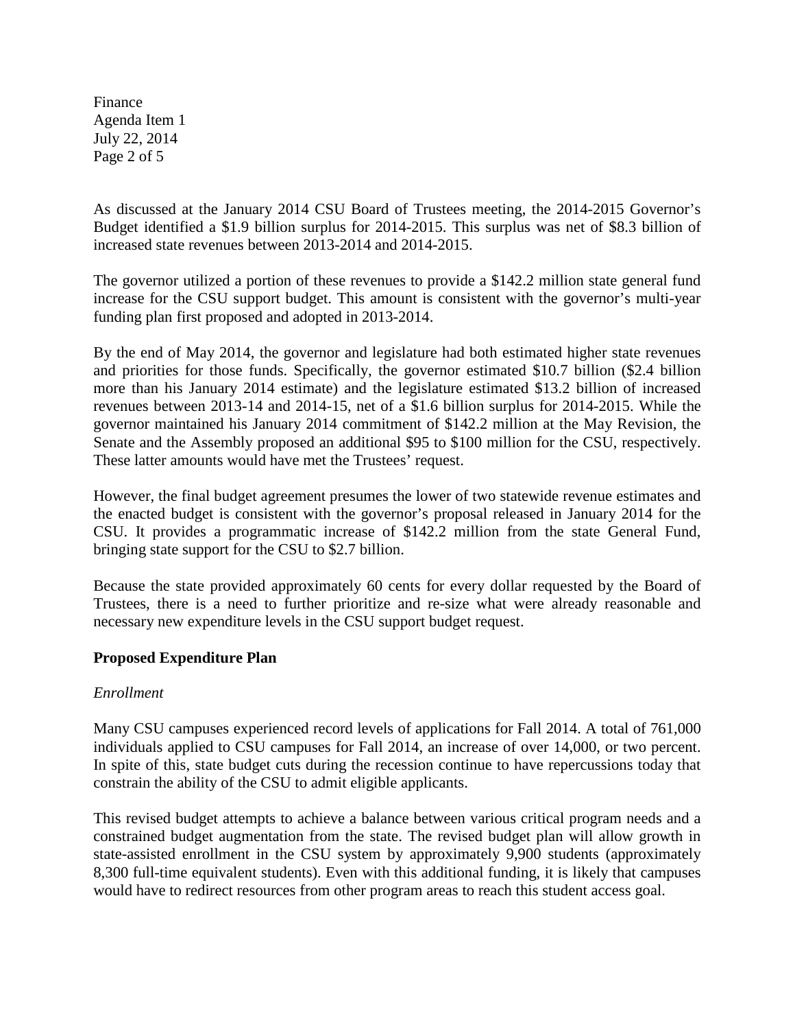As discussed at the January 2014 CSU Board of Trustees meeting, the 2014-2015 Governor's Budget identified a $1.9 billion surplus for 2014-2015. This surplus was net of $8.3 billion of increased state revenues between 2013-2014 and 2014-2015.

The governor utilized a portion of these revenues to provide a $142.2 million state general fund increase for the CSU support budget. This amount is consistent with the governor's multi-year funding plan first proposed and adopted in 2013-2014.

By the end of May 2014, the governor and legislature had both estimated higher state revenues and priorities for those funds. Specifically, the governor estimated $10.7 billion ($2.4 billion more than his January 2014 estimate) and the legislature estimated $13.2 billion of increased revenues between 2013-14 and 2014-15, net of a $1.6 billion surplus for 2014-2015. While the governor maintained his January 2014 commitment of $142.2 million at the May Revision, the Senate and the Assembly proposed an additional $95 to $100 million for the CSU, respectively. These latter amounts would have met the Trustees' request.

However, the final budget agreement presumes the lower of two statewide revenue estimates and the enacted budget is consistent with the governor's proposal released in January 2014 for the CSU. It provides a programmatic increase of $142.2 million from the state General Fund, bringing state support for the CSU to $2.7 billion.

Because the state provided approximately 60 cents for every dollar requested by the Board of Trustees, there is a need to further prioritize and re-size what were already reasonable and necessary new expenditure levels in the CSU support budget request.

**Proposed Expenditure Plan**

*Enrollment*

Many CSU campuses experienced record levels of applications for Fall 2014. A total of 761,000 individuals applied to CSU campuses for Fall 2014, an increase of over 14,000, or two percent. In spite of this, state budget cuts during the recession continue to have repercussions today that constrain the ability of the CSU to admit eligible applicants.

This revised budget attempts to achieve a balance between various critical program needs and a constrained budget augmentation from the state. The revised budget plan will allow growth in state-assisted enrollment in the CSU system by approximately 9,900 students (approximately 8,300 full-time equivalent students). Even with this additional funding, it is likely that campuses would have to redirect resources from other program areas to reach this student access goal.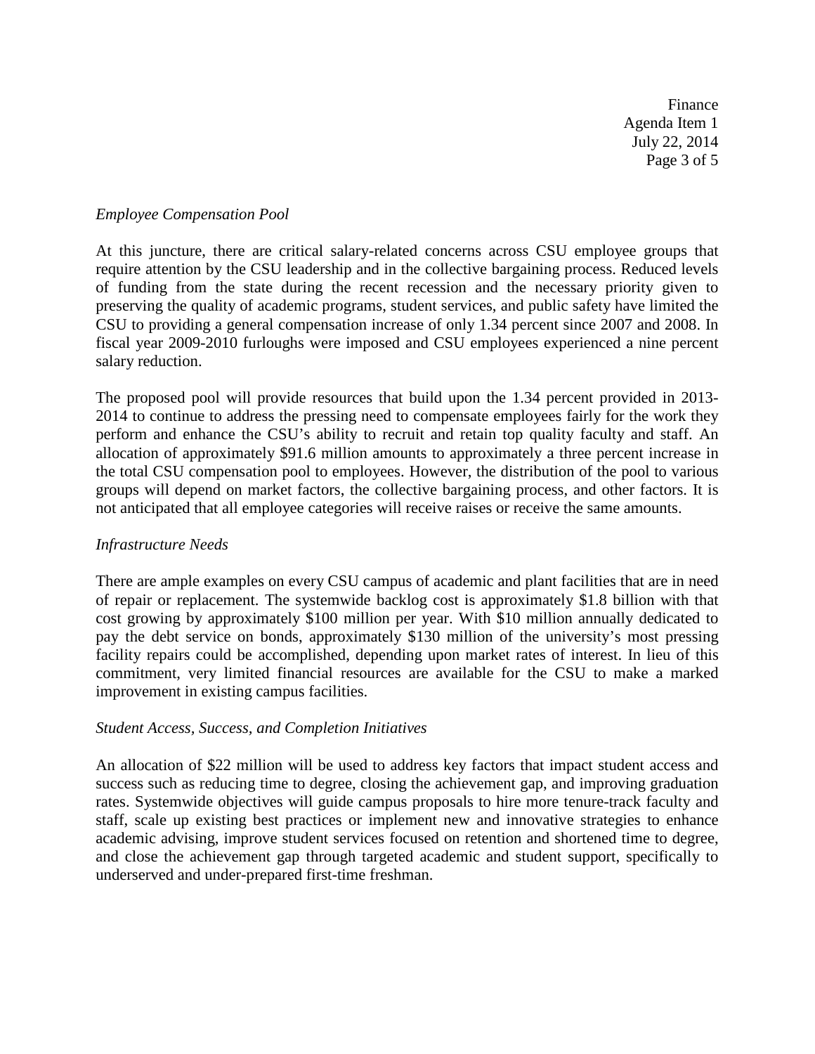*Employee Compensation Pool*

At this juncture, there are critical salary-related concerns across CSU employee groups that require attention by the CSU leadership and in the collective bargaining process. Reduced levels of funding from the state during the recent recession and the necessary priority given to preserving the quality of academic programs, student services, and public safety have limited the CSU to providing a general compensation increase of only 1.34 percent since 2007 and 2008. In fiscal year 2009-2010 furloughs were imposed and CSU employees experienced a nine percent salary reduction.

The proposed pool will provide resources that build upon the 1.34 percent provided in 2013-2014 to continue to address the pressing need to compensate employees fairly for the work they perform and enhance the CSU's ability to recruit and retain top quality faculty and staff. An allocation of approximately \$91.6 million amounts to approximately a three percent increase in the total CSU compensation pool to employees. However, the distribution of the pool to various groups will depend on market factors, the collective bargaining process, and other factors. It is not anticipated that all employee categories will receive raises or receive the same amounts.

*Infrastructure Needs*

There are ample examples on every CSU campus of academic and plant facilities that are in need of repair or replacement. The systemwide backlog cost is approximately \$1.8 billion with that cost growing by approximately \$100 million per year. With \$10 million annually dedicated to pay the debt service on bonds, approximately \$130 million of the university's most pressing facility repairs could be accomplished, depending upon market rates of interest. In lieu of this commitment, very limited financial resources are available for the CSU to make a marked improvement in existing campus facilities.

*Student Access, Success, and Completion Initiatives*

An allocation of \$22 million will be used to address key factors that impact student access and success such as reducing time to degree, closing the achievement gap, and improving graduation rates. Systemwide objectives will guide campus proposals to hire more tenure-track faculty and staff, scale up existing best practices or implement new and innovative strategies to enhance academic advising, improve student services focused on retention and shortened time to degree, and close the achievement gap through targeted academic and student support, specifically to underserved and under-prepared first-time freshman.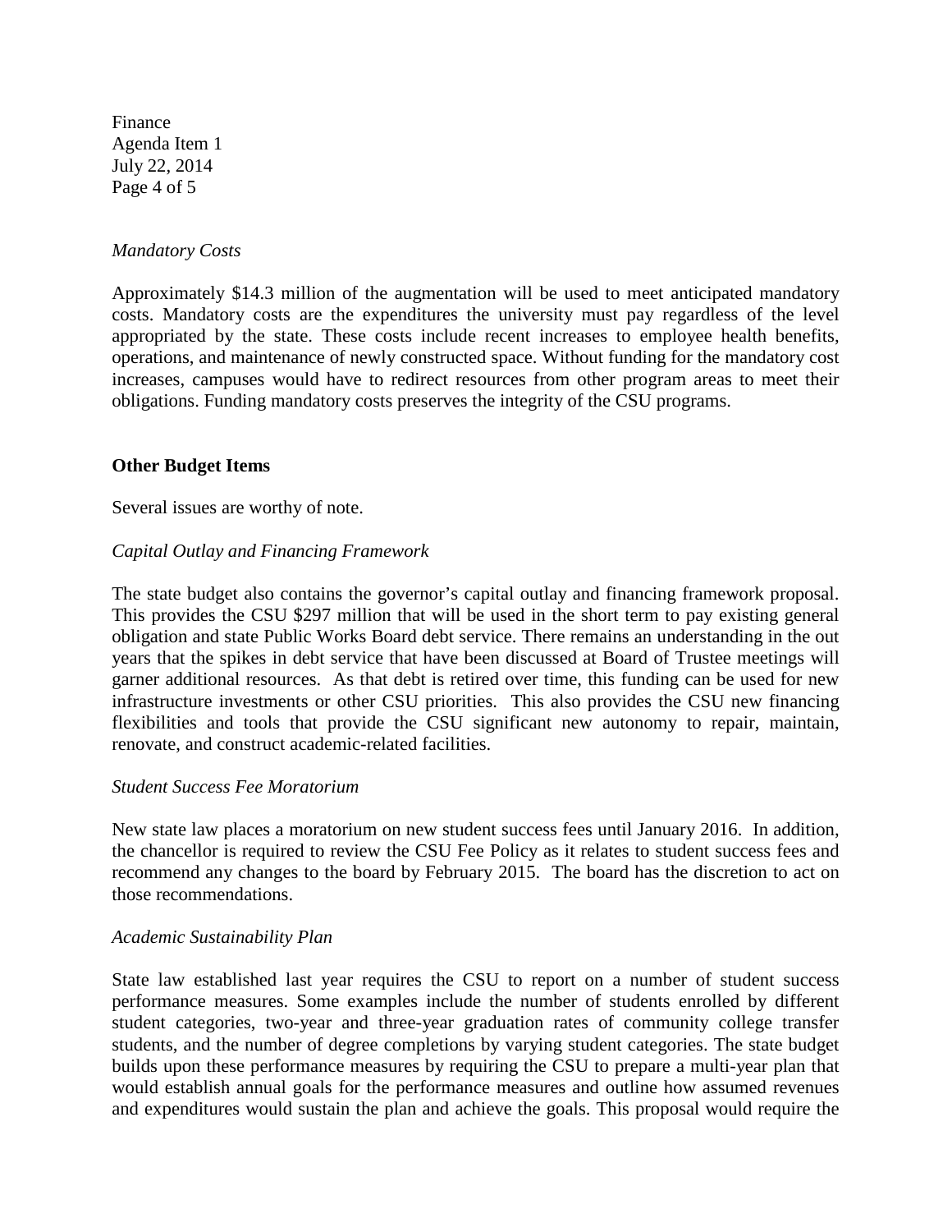*Mandatory Costs*

Approximately $14.3 million of the augmentation will be used to meet anticipated mandatory costs. Mandatory costs are the expenditures the university must pay regardless of the level appropriated by the state. These costs include recent increases to employee health benefits, operations, and maintenance of newly constructed space. Without funding for the mandatory cost increases, campuses would have to redirect resources from other program areas to meet their obligations. Funding mandatory costs preserves the integrity of the CSU programs.

**Other Budget Items**

Several issues are worthy of note.

*Capital Outlay and Financing Framework*

The state budget also contains the governor's capital outlay and financing framework proposal. This provides the CSU $297 million that will be used in the short term to pay existing general obligation and state Public Works Board debt service. There remains an understanding in the out years that the spikes in debt service that have been discussed at Board of Trustee meetings will garner additional resources. As that debt is retired over time, this funding can be used for new infrastructure investments or other CSU priorities. This also provides the CSU new financing flexibilities and tools that provide the CSU significant new autonomy to repair, maintain, renovate, and construct academic-related facilities.

*Student Success Fee Moratorium*

New state law places a moratorium on new student success fees until January 2016. In addition, the chancellor is required to review the CSU Fee Policy as it relates to student success fees and recommend any changes to the board by February 2015. The board has the discretion to act on those recommendations.

*Academic Sustainability Plan*

State law established last year requires the CSU to report on a number of student success performance measures. Some examples include the number of students enrolled by different student categories, two-year and three-year graduation rates of community college transfer students, and the number of degree completions by varying student categories. The state budget builds upon these performance measures by requiring the CSU to prepare a multi-year plan that would establish annual goals for the performance measures and outline how assumed revenues and expenditures would sustain the plan and achieve the goals. This proposal would require the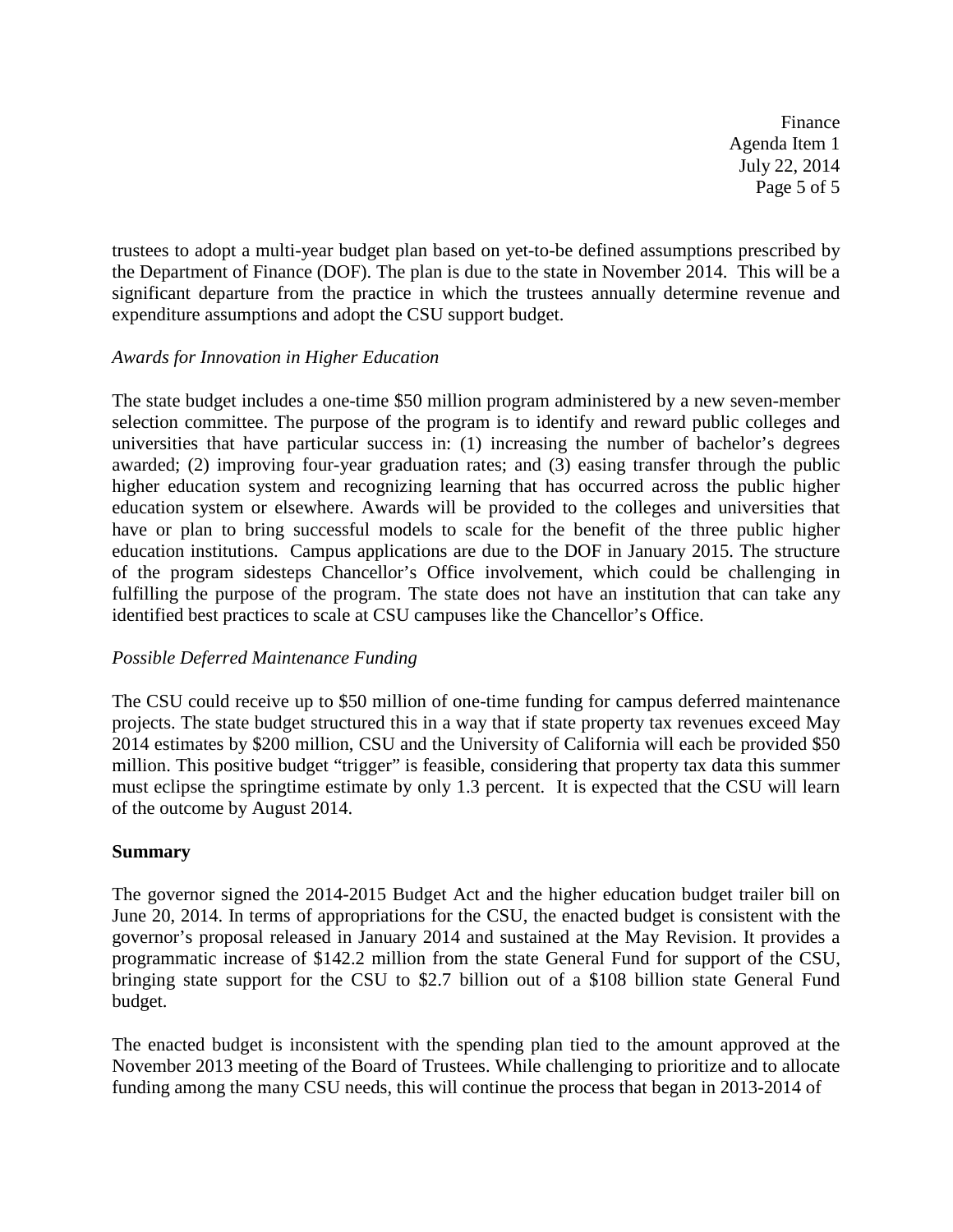trustees to adopt a multi-year budget plan based on yet-to-be defined assumptions prescribed by the Department of Finance (DOF). The plan is due to the state in November 2014. This will be a significant departure from the practice in which the trustees annually determine revenue and expenditure assumptions and adopt the CSU support budget.

*Awards for Innovation in Higher Education*

The state budget includes a one-time $50 million program administered by a new seven-member selection committee. The purpose of the program is to identify and reward public colleges and universities that have particular success in: (1) increasing the number of bachelor's degrees awarded; (2) improving four-year graduation rates; and (3) easing transfer through the public higher education system and recognizing learning that has occurred across the public higher education system or elsewhere. Awards will be provided to the colleges and universities that have or plan to bring successful models to scale for the benefit of the three public higher education institutions. Campus applications are due to the DOF in January 2015. The structure of the program sidesteps Chancellor's Office involvement, which could be challenging in fulfilling the purpose of the program. The state does not have an institution that can take any identified best practices to scale at CSU campuses like the Chancellor's Office.

*Possible Deferred Maintenance Funding*

The CSU could receive up to $50 million of one-time funding for campus deferred maintenance projects. The state budget structured this in a way that if state property tax revenues exceed May 2014 estimates by $200 million, CSU and the University of California will each be provided $50 million. This positive budget "trigger" is feasible, considering that property tax data this summer must eclipse the springtime estimate by only 1.3 percent. It is expected that the CSU will learn of the outcome by August 2014.

**Summary**

The governor signed the 2014-2015 Budget Act and the higher education budget trailer bill on June 20, 2014. In terms of appropriations for the CSU, the enacted budget is consistent with the governor's proposal released in January 2014 and sustained at the May Revision. It provides a programmatic increase of $142.2 million from the state General Fund for support of the CSU, bringing state support for the CSU to $2.7 billion out of a $108 billion state General Fund budget.

The enacted budget is inconsistent with the spending plan tied to the amount approved at the November 2013 meeting of the Board of Trustees. While challenging to prioritize and to allocate funding among the many CSU needs, this will continue the process that began in 2013-2014 of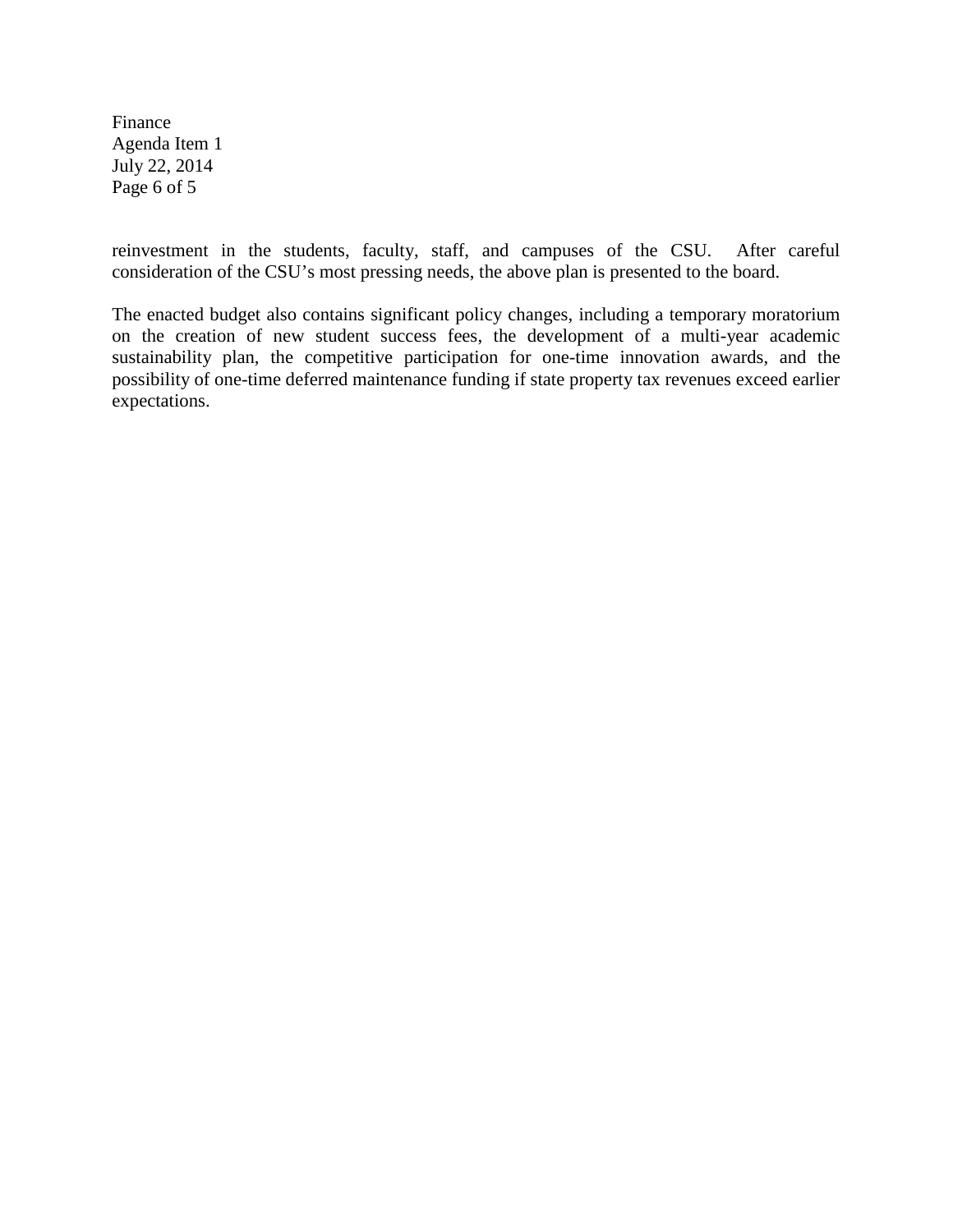reinvestment in the students, faculty, staff, and campuses of the CSU. After careful consideration of the CSU's most pressing needs, the above plan is presented to the board.

The enacted budget also contains significant policy changes, including a temporary moratorium on the creation of new student success fees, the development of a multi-year academic sustainability plan, the competitive participation for one-time innovation awards, and the possibility of one-time deferred maintenance funding if state property tax revenues exceed earlier expectations.